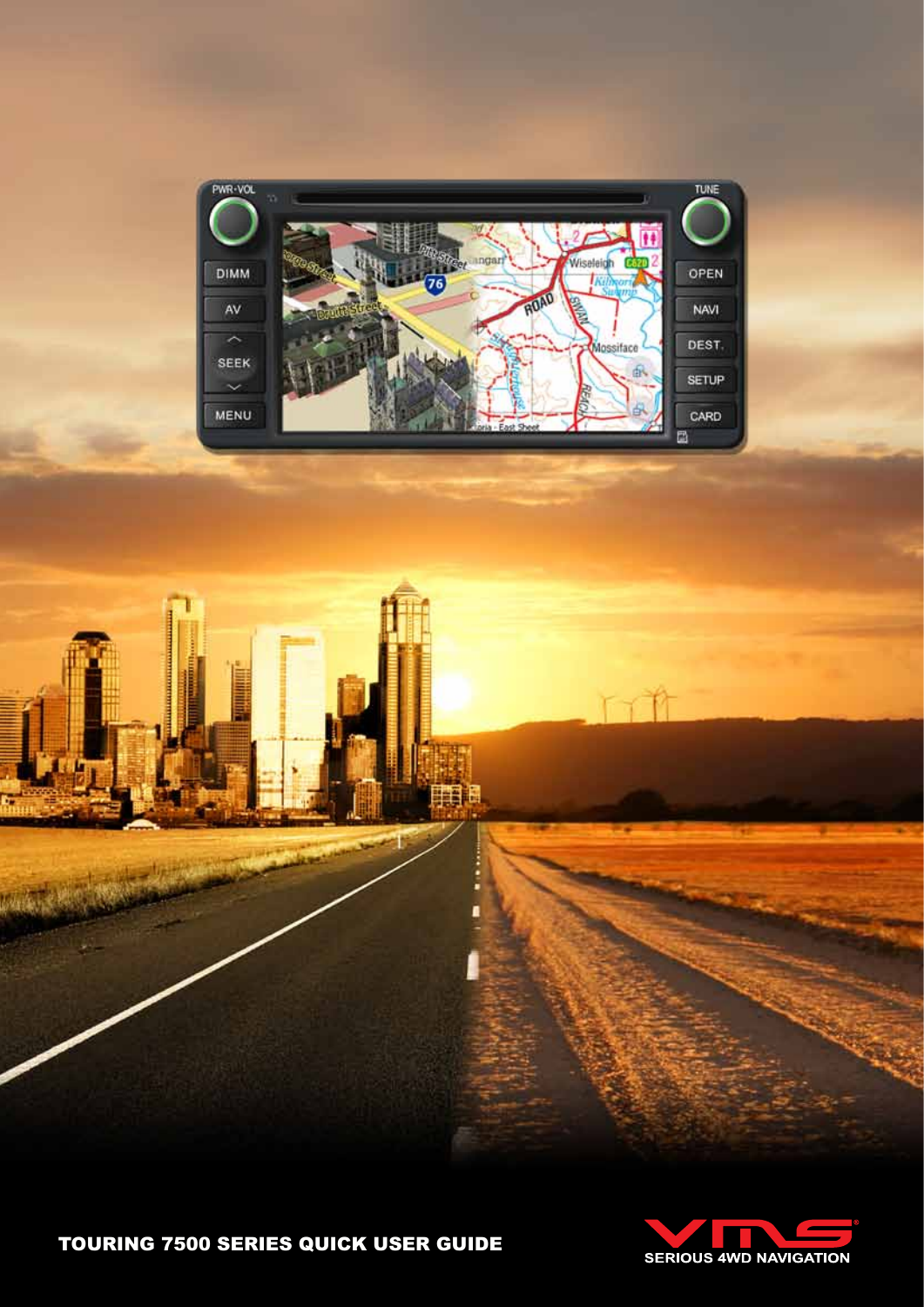# TOURING 7500 SERIES QUICK USER GUIDE

SERIOUS 4WD NAVIGATION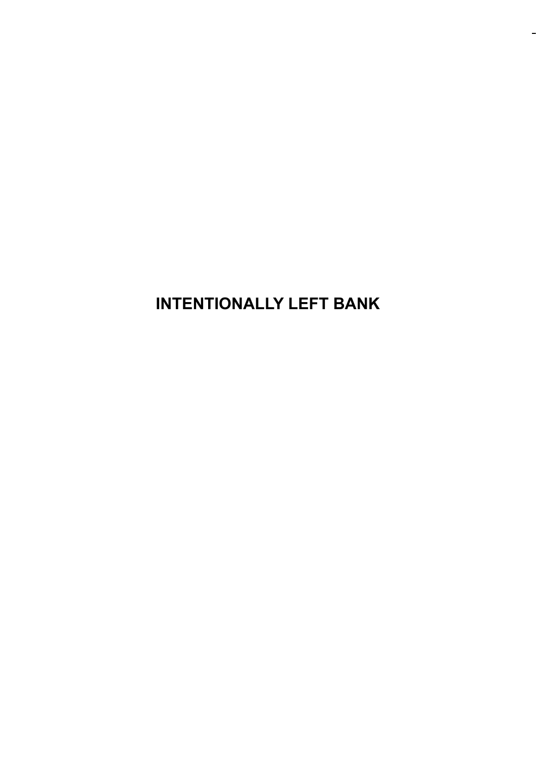**INTENTIONALLY LEFT BANK**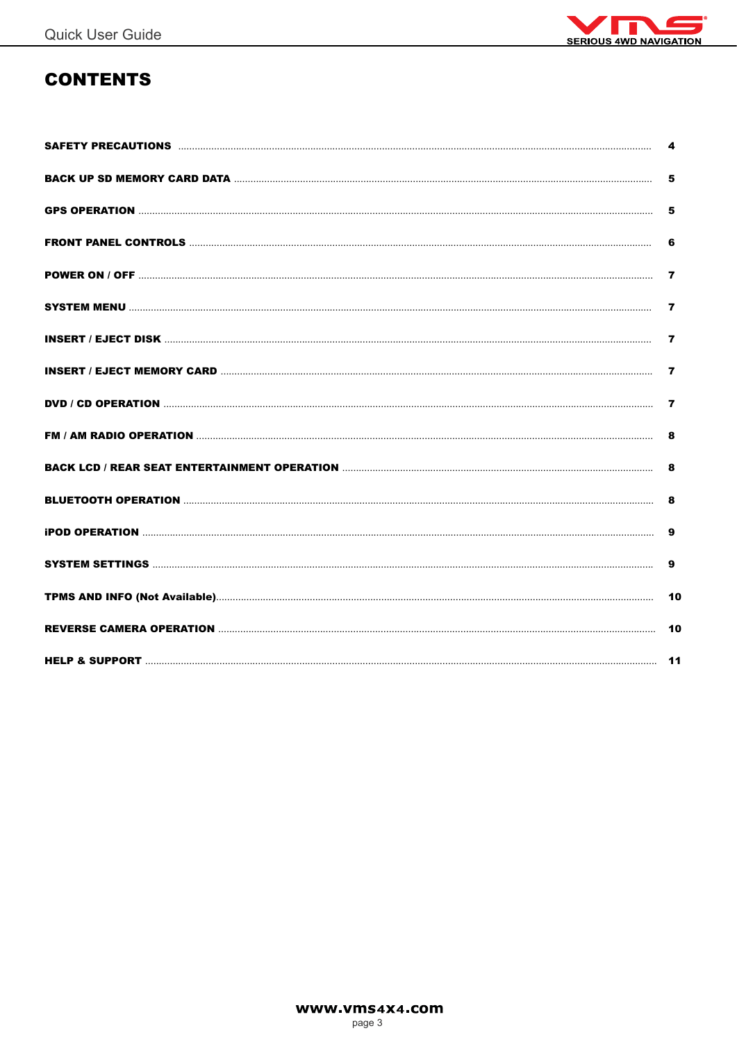# CONTENTS

| | |
|---|---|
| SAFETY PRECAUTIONS | 4 |
| BACK UP SD MEMORY CARD DATA | 5 |
| GPS OPERATION | 5 |
| FRONT PANEL CONTROLS | 6 |
| POWER ON / OFF | 7 |
| SYSTEM MENU | 7 |
| INSERT / EJECT DISK | 7 |
| INSERT / EJECT MEMORY CARD | 7 |
| DVD / CD OPERATION | 7 |
| FM / AM RADIO OPERATION | 8 |
| BACK LCD / REAR SEAT ENTERTAINMENT OPERATION | 8 |
| BLUETOOTH OPERATION | 8 |
| iPOD OPERATION | 9 |
| SYSTEM SETTINGS | 9 |
| TPMS AND INFO (Not Available) | 10 |
| REVERSE CAMERA OPERATION | 10 |
| HELP & SUPPORT | 11 |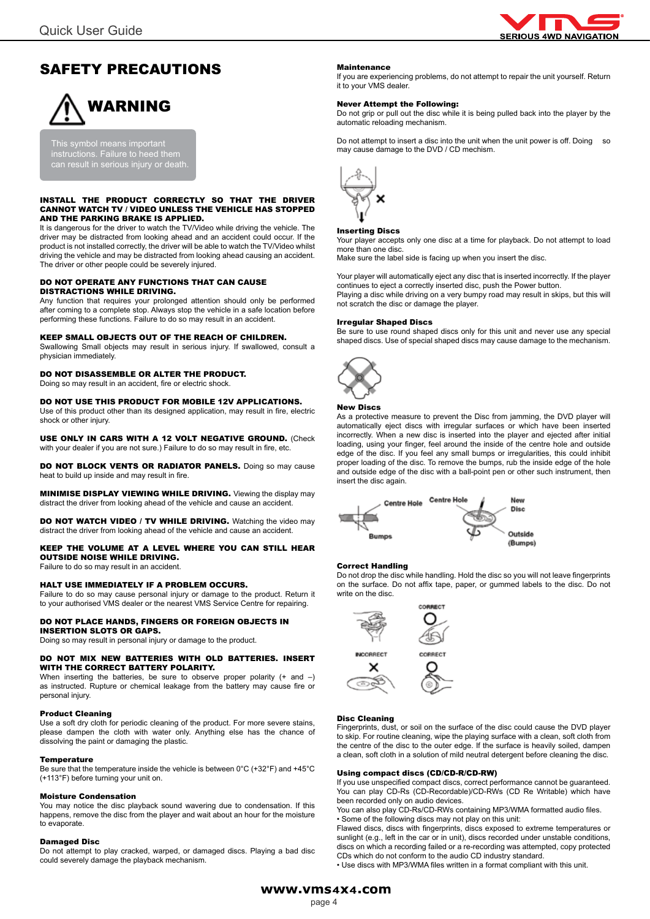# SAFETY PRECAUTIONS

## WARNING

This symbol means important instructions. Failure to heed them can result in serious injury or death.

**INSTALL THE PRODUCT CORRECTLY SO THAT THE DRIVER CANNOT WATCH TV / VIDEO UNLESS THE VEHICLE HAS STOPPED AND THE PARKING BRAKE IS APPLIED.**
It is dangerous for the driver to watch the TV/Video while driving the vehicle. The driver may be distracted from looking ahead and an accident could occur. If the product is not installed correctly, the driver will be able to watch the TV/Video whilst driving the vehicle and may be distracted from looking ahead causing an accident. The driver or other people could be severely injured.

**DO NOT OPERATE ANY FUNCTIONS THAT CAN CAUSE DISTRACTIONS WHILE DRIVING.**
Any function that requires your prolonged attention should only be performed after coming to a complete stop. Always stop the vehicle in a safe location before performing these functions. Failure to do so may result in an accident.

**KEEP SMALL OBJECTS OUT OF THE REACH OF CHILDREN.**
Swallowing Small objects may result in serious injury. If swallowed, consult a physician immediately.

**DO NOT DISASSEMBLE OR ALTER THE PRODUCT.**
Doing so may result in an accident, fire or electric shock.

**DO NOT USE THIS PRODUCT FOR MOBILE 12V APPLICATIONS.**
Use of this product other than its designed application, may result in fire, electric shock or other injury.

**USE ONLY IN CARS WITH A 12 VOLT NEGATIVE GROUND.** (Check with your dealer if you are not sure.) Failure to do so may result in fire, etc.

**DO NOT BLOCK VENTS OR RADIATOR PANELS.** Doing so may cause heat to build up inside and may result in fire.

**MINIMISE DISPLAY VIEWING WHILE DRIVING.** Viewing the display may distract the driver from looking ahead of the vehicle and cause an accident.

**DO NOT WATCH VIDEO / TV WHILE DRIVING.** Watching the video may distract the driver from looking ahead of the vehicle and cause an accident.

**KEEP THE VOLUME AT A LEVEL WHERE YOU CAN STILL HEAR OUTSIDE NOISE WHILE DRIVING.**
Failure to do so may result in an accident.

**HALT USE IMMEDIATELY IF A PROBLEM OCCURS.**
Failure to do so may cause personal injury or damage to the product. Return it to your authorised VMS dealer or the nearest VMS Service Centre for repairing.

**DO NOT PLACE HANDS, FINGERS OR FOREIGN OBJECTS IN INSERTION SLOTS OR GAPS.**
Doing so may result in personal injury or damage to the product.

**DO NOT MIX NEW BATTERIES WITH OLD BATTERIES. INSERT WITH THE CORRECT BATTERY POLARITY.**
When inserting the batteries, be sure to observe proper polarity (+ and –) as instructed. Rupture or chemical leakage from the battery may cause fire or personal injury.

**Product Cleaning**
Use a soft dry cloth for periodic cleaning of the product. For more severe stains, please dampen the cloth with water only. Anything else has the chance of dissolving the paint or damaging the plastic.

**Temperature**
Be sure that the temperature inside the vehicle is between 0°C (+32°F) and +45°C (+113°F) before turning your unit on.

**Moisture Condensation**
You may notice the disc playback sound wavering due to condensation. If this happens, remove the disc from the player and wait about an hour for the moisture to evaporate.

**Damaged Disc**
Do not attempt to play cracked, warped, or damaged discs. Playing a bad disc could severely damage the playback mechanism.

**Maintenance**
If you are experiencing problems, do not attempt to repair the unit yourself. Return it to your VMS dealer.

**Never Attempt the Following:**
Do not grip or pull out the disc while it is being pulled back into the player by the automatic reloading mechanism.

Do not attempt to insert a disc into the unit when the unit power is off. Doing so may cause damage to the DVD / CD mechism.

**Inserting Discs**
Your player accepts only one disc at a time for playback. Do not attempt to load more than one disc.
Make sure the label side is facing up when you insert the disc.

Your player will automatically eject any disc that is inserted incorrectly. If the player continues to eject a correctly inserted disc, push the Power button.
Playing a disc while driving on a very bumpy road may result in skips, but this will not scratch the disc or damage the player.

**Irregular Shaped Discs**
Be sure to use round shaped discs only for this unit and never use any special shaped discs. Use of special shaped discs may cause damage to the mechanism.

**New Discs**
As a protective measure to prevent the Disc from jamming, the DVD player will automatically eject discs with irregular surfaces or which have been inserted incorrectly. When a new disc is inserted into the player and ejected after initial loading, using your finger, feel around the inside of the centre hole and outside edge of the disc. If you feel any small bumps or irregularities, this could inhibit proper loading of the disc. To remove the bumps, rub the inside edge of the hole and outside edge of the disc with a ball-point pen or other such instrument, then insert the disc again.

Centre Hole | Bumps | Centre Hole | New Disc | Outside (Bumps)

**Correct Handling**
Do not drop the disc while handling. Hold the disc so you will not leave fingerprints on the surface. Do not affix tape, paper, or gummed labels to the disc. Do not write on the disc.

CORRECT | INCORRECT | CORRECT

**Disc Cleaning**
Fingerprints, dust, or soil on the surface of the disc could cause the DVD player to skip. For routine cleaning, wipe the playing surface with a clean, soft cloth from the centre of the disc to the outer edge. If the surface is heavily soiled, dampen a clean, soft cloth in a solution of mild neutral detergent before cleaning the disc.

**Using compact discs (CD/CD-R/CD-RW)**
If you use unspecified compact discs, correct performance cannot be guaranteed.
You can play CD-Rs (CD-Recordable)/CD-RWs (CD Re Writable) which have been recorded only on audio devices.
You can also play CD-Rs/CD-RWs containing MP3/WMA formatted audio files.
• Some of the following discs may not play on this unit:
Flawed discs, discs with fingerprints, discs exposed to extreme temperatures or sunlight (e.g., left in the car or in unit), discs recorded under unstable conditions, discs on which a recording failed or a re-recording was attempted, copy protected CDs which do not conform to the audio CD industry standard.
• Use discs with MP3/WMA files written in a format compliant with this unit.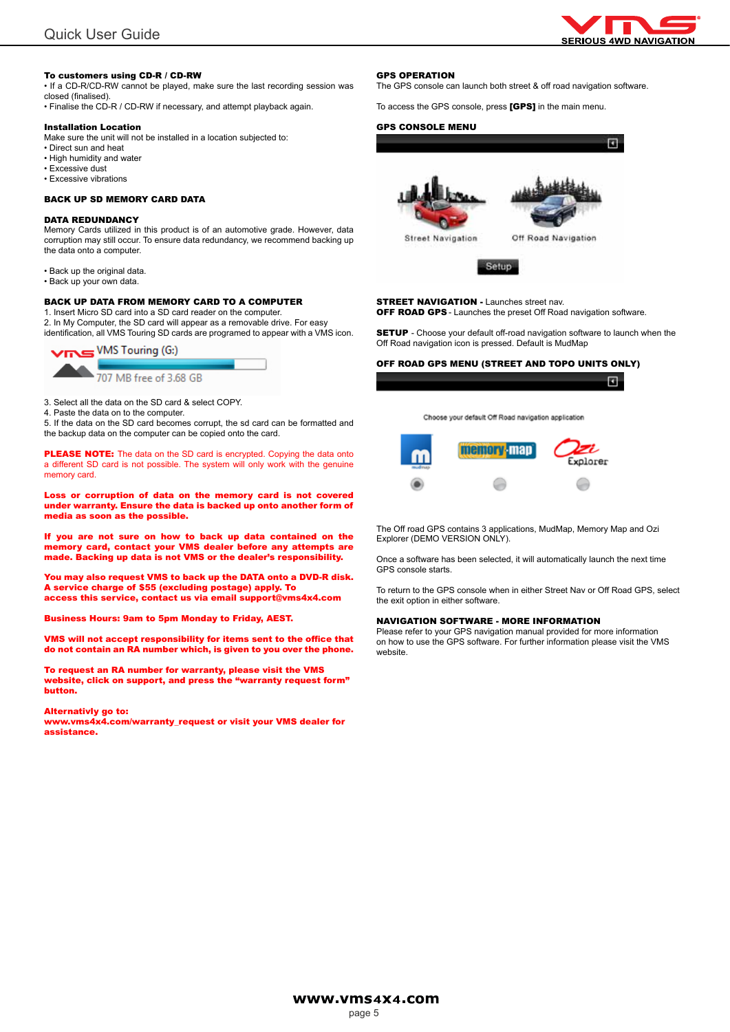**To customers using CD-R / CD-RW**

- If a CD-R/CD-RW cannot be played, make sure the last recording session was closed (finalised).
- Finalise the CD-R / CD-RW if necessary, and attempt playback again.

**Installation Location**

Make sure the unit will not be installed in a location subjected to:

- Direct sun and heat
- High humidity and water
- Excessive dust
- Excessive vibrations

## BACK UP SD MEMORY CARD DATA

**DATA REDUNDANCY**

Memory Cards utilized in this product is of an automotive grade. However, data corruption may still occur. To ensure data redundancy, we recommend backing up the data onto a computer.

- Back up the original data.
- Back up your own data.

**BACK UP DATA FROM MEMORY CARD TO A COMPUTER**

1. Insert Micro SD card into a SD card reader on the computer.
2. In My Computer, the SD card will appear as a removable drive. For easy identification, all VMS Touring SD cards are programed to appear with a VMS icon.

VMS Touring (G:)
707 MB free of 3.68 GB

3. Select all the data on the SD card & select COPY.
4. Paste the data on to the computer.
5. If the data on the SD card becomes corrupt, the sd card can be formatted and the backup data on the computer can be copied onto the card.

**PLEASE NOTE:** The data on the SD card is encrypted. Copying the data onto a different SD card is not possible. The system will only work with the genuine memory card.

**Loss or corruption of data on the memory card is not covered under warranty. Ensure the data is backed up onto another form of media as soon as the possible.**

**If you are not sure on how to back up data contained on the memory card, contact your VMS dealer before any attempts are made. Backing up data is not VMS or the dealer's responsibility.**

**You may also request VMS to back up the DATA onto a DVD-R disk. A service charge of $55 (excluding postage) apply. To access this service, contact us via email support@vms4x4.com**

**Business Hours: 9am to 5pm Monday to Friday, AEST.**

**VMS will not accept responsibility for items sent to the office that do not contain an RA number which, is given to you over the phone.**

**To request an RA number for warranty, please visit the VMS website, click on support, and press the "warranty request form" button.**

**Alternativly go to:**
**www.vms4x4.com/warranty_request or visit your VMS dealer for assistance.**

**GPS OPERATION**

The GPS console can launch both street & off road navigation software.

To access the GPS console, press **[GPS]** in the main menu.

**GPS CONSOLE MENU**

Street Navigation — Off Road Navigation — Setup

**STREET NAVIGATION -** Launches street nav.
**OFF ROAD GPS** - Launches the preset Off Road navigation software.

**SETUP** - Choose your default off-road navigation software to launch when the Off Road navigation icon is pressed. Default is MudMap

**OFF ROAD GPS MENU (STREET AND TOPO UNITS ONLY)**

Choose your default Off Road navigation application

The Off road GPS contains 3 applications, MudMap, Memory Map and Ozi Explorer (DEMO VERSION ONLY).

Once a software has been selected, it will automatically launch the next time GPS console starts.

To return to the GPS console when in either Street Nav or Off Road GPS, select the exit option in either software.

**NAVIGATION SOFTWARE - MORE INFORMATION**

Please refer to your GPS navigation manual provided for more information on how to use the GPS software. For further information please visit the VMS website.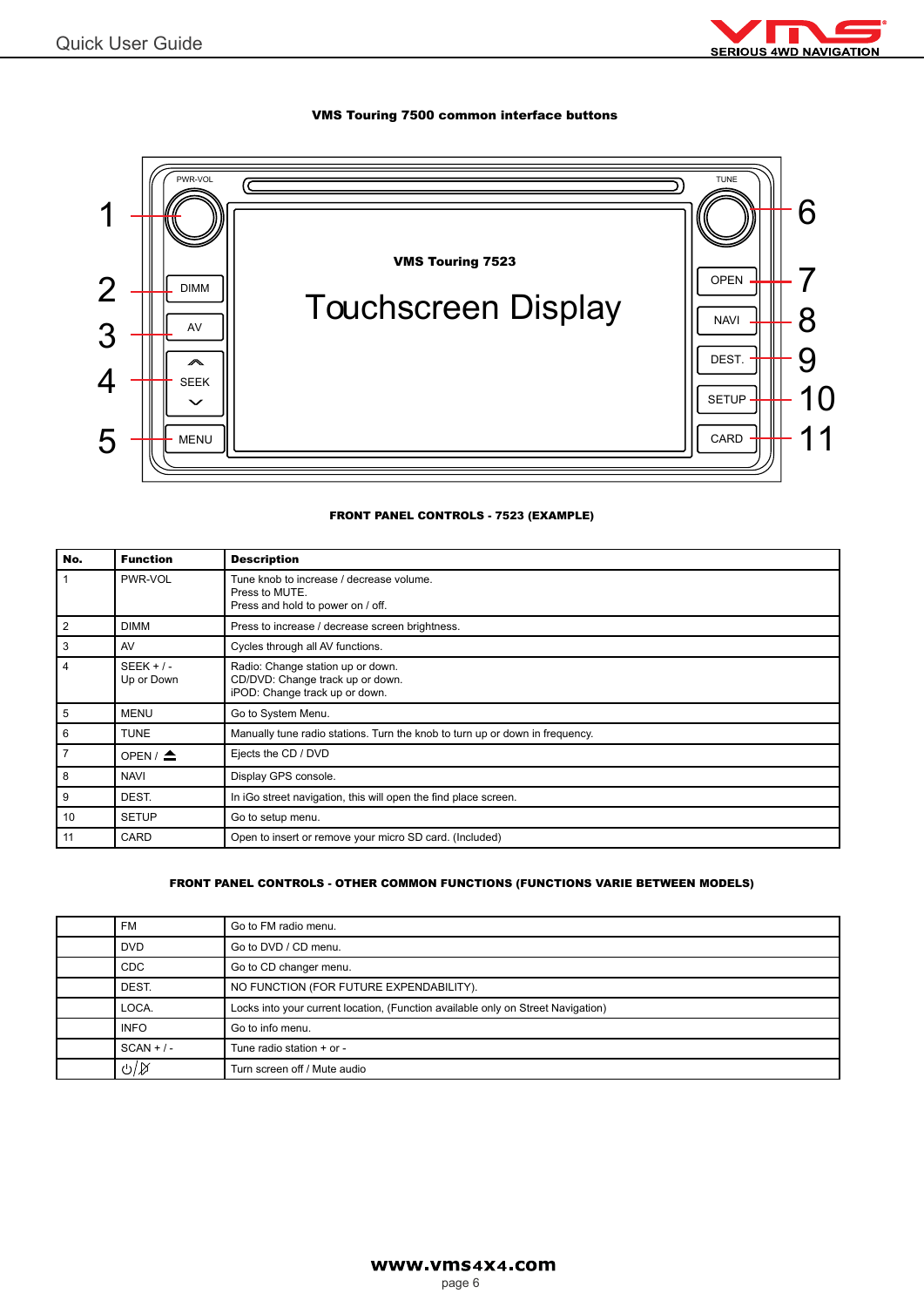## VMS Touring 7500 common interface buttons

PWR-VOL

TUNE

VMS Touring 7523

Touchscreen Display

1 PWR-VOL
2 DIMM
3 AV
4 SEEK
5 MENU
6 TUNE
7 OPEN
8 NAVI
9 DEST.
10 SETUP
11 CARD

**FRONT PANEL CONTROLS - 7523 (EXAMPLE)**

| No. | Function | Description |
|---|---|---|
| 1 | PWR-VOL | Tune knob to increase / decrease volume.<br>Press to MUTE.<br>Press and hold to power on / off. |
| 2 | DIMM | Press to increase / decrease screen brightness. |
| 3 | AV | Cycles through all AV functions. |
| 4 | SEEK + / -<br>Up or Down | Radio: Change station up or down.<br>CD/DVD: Change track up or down.<br>iPOD: Change track up or down. |
| 5 | MENU | Go to System Menu. |
| 6 | TUNE | Manually tune radio stations. Turn the knob to turn up or down in frequency. |
| 7 | OPEN / ⏏ | Ejects the CD / DVD |
| 8 | NAVI | Display GPS console. |
| 9 | DEST. | In iGo street navigation, this will open the find place screen. |
| 10 | SETUP | Go to setup menu. |
| 11 | CARD | Open to insert or remove your micro SD card. (Included) |

**FRONT PANEL CONTROLS - OTHER COMMON FUNCTIONS (FUNCTIONS VARIE BETWEEN MODELS)**

| | | |
|---|---|---|
| | FM | Go to FM radio menu. |
| | DVD | Go to DVD / CD menu. |
| | CDC | Go to CD changer menu. |
| | DEST. | NO FUNCTION (FOR FUTURE EXPENDABILITY). |
| | LOCA. | Locks into your current location, (Function available only on Street Navigation) |
| | INFO | Go to info menu. |
| | SCAN + / - | Tune radio station + or - |
| | ⏻/🔇 | Turn screen off / Mute audio |

**www.vms4x4.com**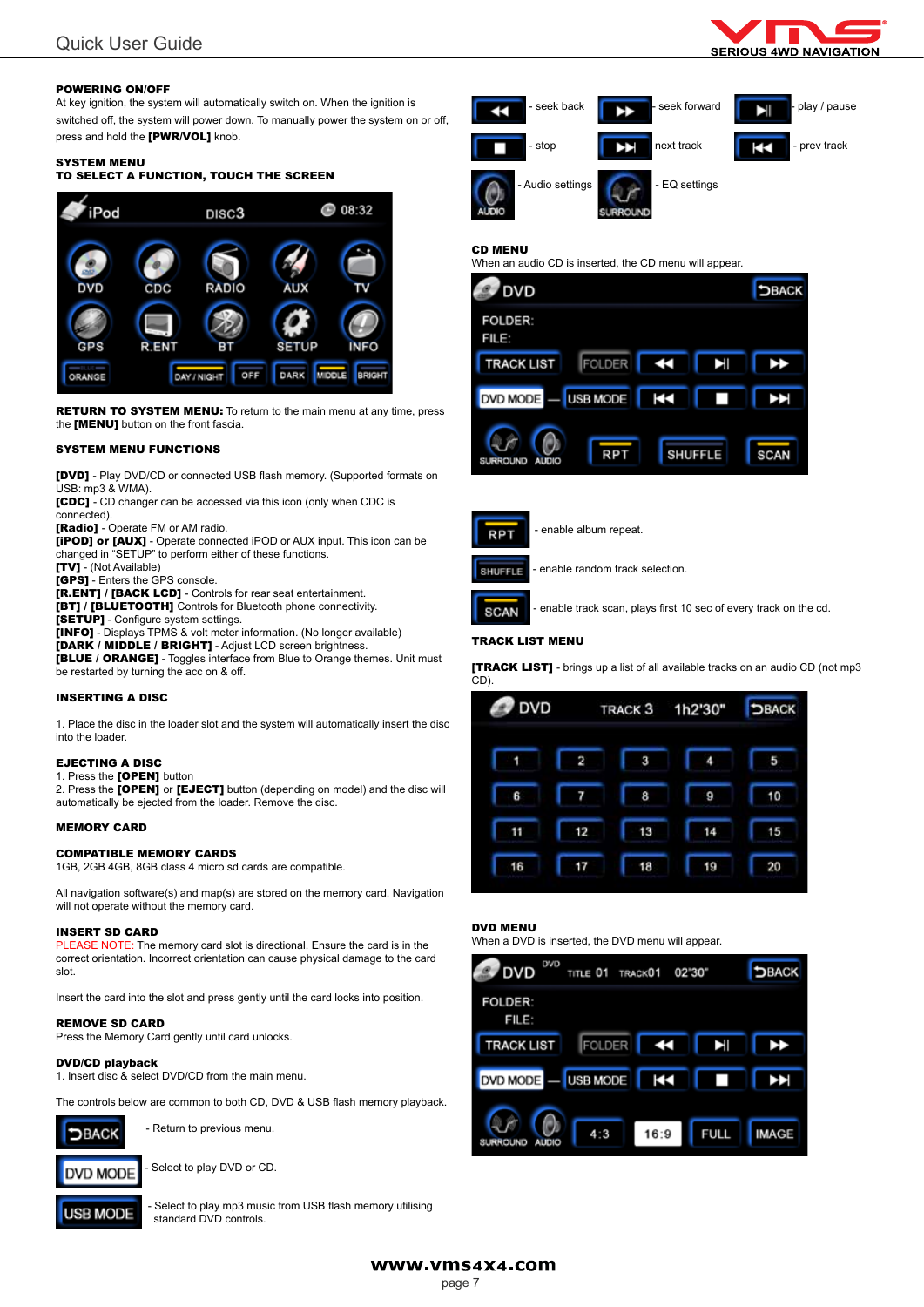## POWERING ON/OFF

At key ignition, the system will automatically switch on. When the ignition is switched off, the system will power down. To manually power the system on or off, press and hold the **[PWR/VOL]** knob.

## SYSTEM MENU

**TO SELECT A FUNCTION, TOUCH THE SCREEN**

**RETURN TO SYSTEM MENU:** To return to the main menu at any time, press the **[MENU]** button on the front fascia.

## SYSTEM MENU FUNCTIONS

**[DVD]** - Play DVD/CD or connected USB flash memory. (Supported formats on USB: mp3 & WMA).
**[CDC]** - CD changer can be accessed via this icon (only when CDC is connected).
**[Radio]** - Operate FM or AM radio.
**[iPOD] or [AUX]** - Operate connected iPOD or AUX input. This icon can be changed in "SETUP" to perform either of these functions.
**[TV]** - (Not Available)
**[GPS]** - Enters the GPS console.
**[R.ENT] / [BACK LCD]** - Controls for rear seat entertainment.
**[BT] / [BLUETOOTH]** Controls for Bluetooth phone connectivity.
**[SETUP]** - Configure system settings.
**[INFO]** - Displays TPMS & volt meter information. (No longer available)
**[DARK / MIDDLE / BRIGHT]** - Adjust LCD screen brightness.
**[BLUE / ORANGE]** - Toggles interface from Blue to Orange themes. Unit must be restarted by turning the acc on & off.

## INSERTING A DISC

1. Place the disc in the loader slot and the system will automatically insert the disc into the loader.

## EJECTING A DISC

1. Press the **[OPEN]** button
2. Press the **[OPEN]** or **[EJECT]** button (depending on model) and the disc will automatically be ejected from the loader. Remove the disc.

## MEMORY CARD

## COMPATIBLE MEMORY CARDS

1GB, 2GB 4GB, 8GB class 4 micro sd cards are compatible.

All navigation software(s) and map(s) are stored on the memory card. Navigation will not operate without the memory card.

## INSERT SD CARD

PLEASE NOTE: The memory card slot is directional. Ensure the card is in the correct orientation. Incorrect orientation can cause physical damage to the card slot.

Insert the card into the slot and press gently until the card locks into position.

## REMOVE SD CARD

Press the Memory Card gently until card unlocks.

## DVD/CD playback

1. Insert disc & select DVD/CD from the main menu.

The controls below are common to both CD, DVD & USB flash memory playback.

- BACK - Return to previous menu.
- DVD MODE - Select to play DVD or CD.
- USB MODE - Select to play mp3 music from USB flash memory utilising standard DVD controls.

- seek back
- seek forward
- play / pause
- stop
- next track
- prev track
- Audio settings
- EQ settings

## CD MENU

When an audio CD is inserted, the CD menu will appear.

- RPT - enable album repeat.
- SHUFFLE - enable random track selection.
- SCAN - enable track scan, plays first 10 sec of every track on the cd.

## TRACK LIST MENU

**[TRACK LIST]** - brings up a list of all available tracks on an audio CD (not mp3 CD).

## DVD MENU

When a DVD is inserted, the DVD menu will appear.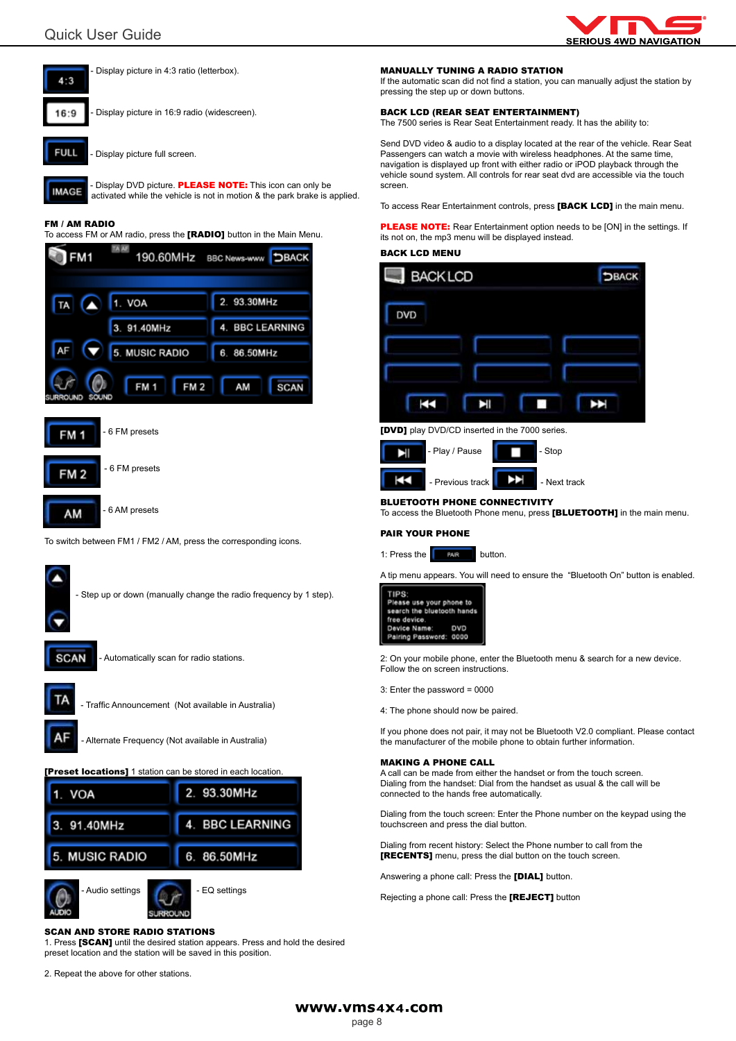4:3 - Display picture in 4:3 ratio (letterbox).

16:9 - Display picture in 16:9 radio (widescreen).

FULL - Display picture full screen.

IMAGE - Display DVD picture. **PLEASE NOTE:** This icon can only be activated while the vehicle is not in motion & the park brake is applied.

**FM / AM RADIO**
To access FM or AM radio, press the **[RADIO]** button in the Main Menu.

FM 1 - 6 FM presets

FM 2 - 6 FM presets

AM - 6 AM presets

To switch between FM1 / FM2 / AM, press the corresponding icons.

- Step up or down (manually change the radio frequency by 1 step).

SCAN - Automatically scan for radio stations.

TA - Traffic Announcement (Not available in Australia)

AF - Alternate Frequency (Not available in Australia)

**[Preset locations]** 1 station can be stored in each location.

| | |
|---|---|
| 1. VOA | 2. 93.30MHz |
| 3. 91.40MHz | 4. BBC LEARNING |
| 5. MUSIC RADIO | 6. 86.50MHz |

AUDIO - Audio settings

SURROUND - EQ settings

**SCAN AND STORE RADIO STATIONS**
1. Press **[SCAN]** until the desired station appears. Press and hold the desired preset location and the station will be saved in this position.

2. Repeat the above for other stations.

**MANUALLY TUNING A RADIO STATION**
If the automatic scan did not find a station, you can manually adjust the station by pressing the step up or down buttons.

**BACK LCD (REAR SEAT ENTERTAINMENT)**
The 7500 series is Rear Seat Entertainment ready. It has the ability to:

Send DVD video & audio to a display located at the rear of the vehicle. Rear Seat Passengers can watch a movie with wireless headphones. At the same time, navigation is displayed up front with either radio or iPOD playback through the vehicle sound system. All controls for rear seat dvd are accessible via the touch screen.

To access Rear Entertainment controls, press **[BACK LCD]** in the main menu.

**PLEASE NOTE:** Rear Entertainment option needs to be [ON] in the settings. If its not on, the mp3 menu will be displayed instead.

**BACK LCD MENU**

**[DVD]** play DVD/CD inserted in the 7000 series.

- Play / Pause
- Stop
- Previous track
- Next track

**BLUETOOTH PHONE CONNECTIVITY**
To access the Bluetooth Phone menu, press **[BLUETOOTH]** in the main menu.

**PAIR YOUR PHONE**

1: Press the PAIR button.

A tip menu appears. You will need to ensure the "Bluetooth On" button is enabled.

TIPS:
Please use your phone to search the bluetooth hands free device.
Device Name: DVD
Pairing Password: 0000

2: On your mobile phone, enter the Bluetooth menu & search for a new device. Follow the on screen instructions.

3: Enter the password = 0000

4: The phone should now be paired.

If you phone does not pair, it may not be Bluetooth V2.0 compliant. Please contact the manufacturer of the mobile phone to obtain further information.

**MAKING A PHONE CALL**
A call can be made from either the handset or from the touch screen.
Dialing from the handset: Dial from the handset as usual & the call will be connected to the hands free automatically.

Dialing from the touch screen: Enter the Phone number on the keypad using the touchscreen and press the dial button.

Dialing from recent history: Select the Phone number to call from the **[RECENTS]** menu, press the dial button on the touch screen.

Answering a phone call: Press the **[DIAL]** button.

Rejecting a phone call: Press the **[REJECT]** button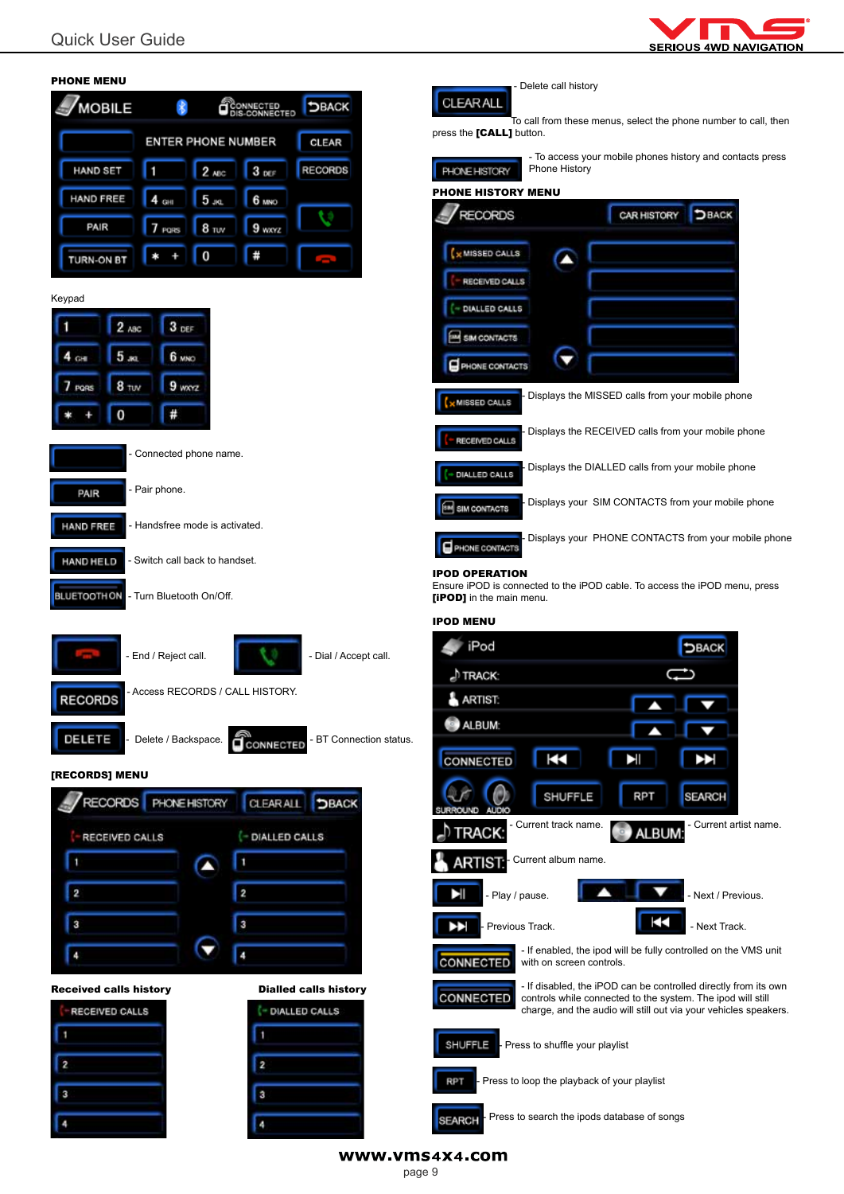## PHONE MENU

Keypad

- Connected phone name.

PAIR - Pair phone.

HAND FREE - Handsfree mode is activated.

HAND HELD - Switch call back to handset.

BLUETOOTH ON - Turn Bluetooth On/Off.

- End / Reject call.

- Dial / Accept call.

RECORDS - Access RECORDS / CALL HISTORY.

DELETE - Delete / Backspace.

CONNECTED - BT Connection status.

## [RECORDS] MENU

**Received calls history**

**Dialled calls history**

CLEAR ALL - Delete call history

To call from these menus, select the phone number to call, then press the **[CALL]** button.

PHONE HISTORY - To access your mobile phones history and contacts press Phone History

## PHONE HISTORY MENU

MISSED CALLS - Displays the MISSED calls from your mobile phone

RECEIVED CALLS - Displays the RECEIVED calls from your mobile phone

DIALLED CALLS - Displays the DIALLED calls from your mobile phone

SIM CONTACTS - Displays your SIM CONTACTS from your mobile phone

PHONE CONTACTS - Displays your PHONE CONTACTS from your mobile phone

## IPOD OPERATION

Ensure iPOD is connected to the iPOD cable. To access the iPOD menu, press **[iPOD]** in the main menu.

## IPOD MENU

TRACK: - Current track name.

ALBUM: - Current artist name.

ARTIST: - Current album name.

- Play / pause.

- Next / Previous.

- Previous Track.

- Next Track.

CONNECTED - If enabled, the ipod will be fully controlled on the VMS unit with on screen controls.

CONNECTED - If disabled, the iPOD can be controlled directly from its own controls while connected to the system. The ipod will still charge, and the audio will still out via your vehicles speakers.

SHUFFLE - Press to shuffle your playlist

RPT - Press to loop the playback of your playlist

SEARCH - Press to search the ipods database of songs

www.vms4x4.com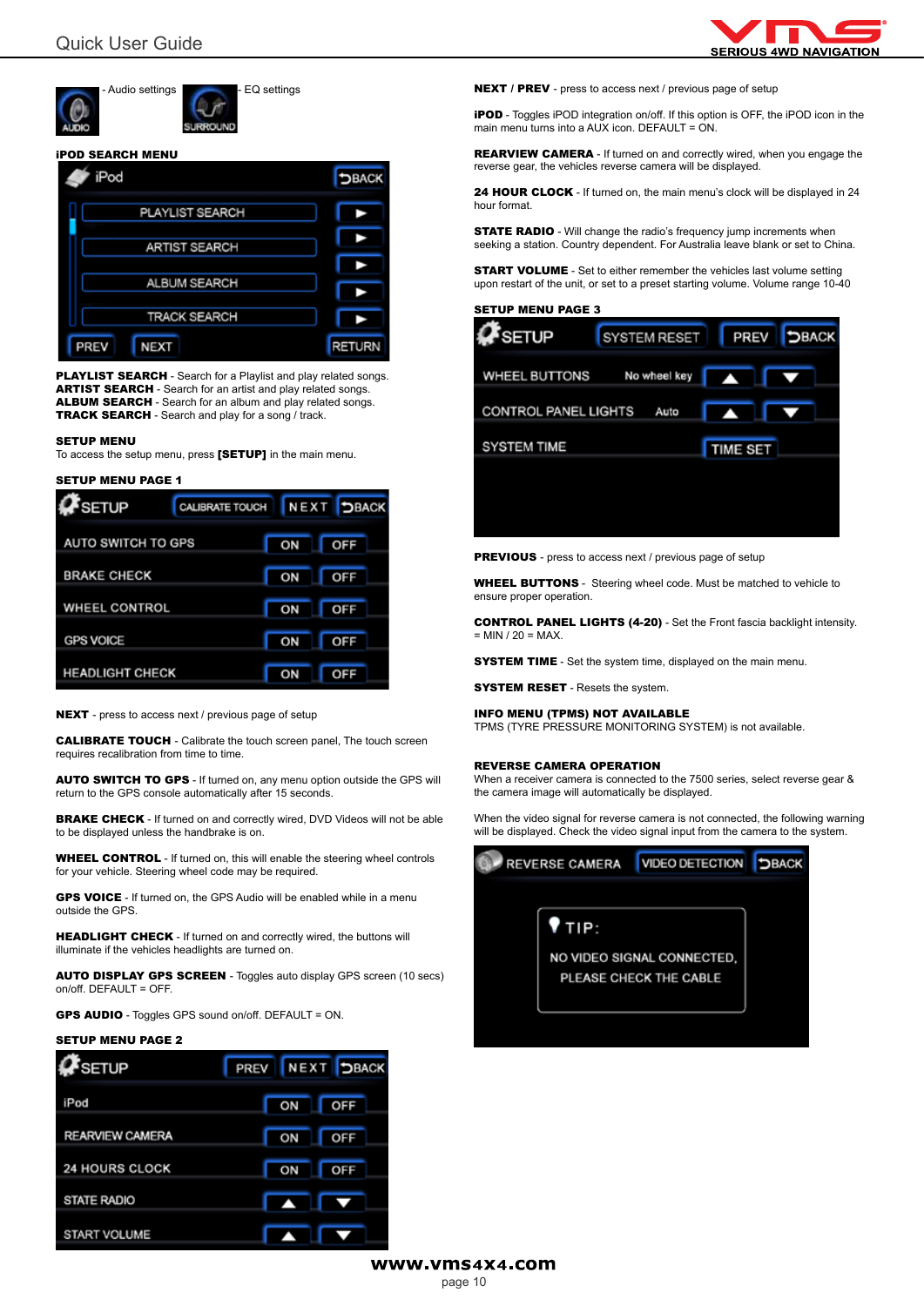- Audio settings - EQ settings

**iPOD SEARCH MENU**

**PLAYLIST SEARCH** - Search for a Playlist and play related songs.
**ARTIST SEARCH** - Search for an artist and play related songs.
**ALBUM SEARCH** - Search for an album and play related songs.
**TRACK SEARCH** - Search and play for a song / track.

**SETUP MENU**
To access the setup menu, press **[SETUP]** in the main menu.

**SETUP MENU PAGE 1**

**NEXT** - press to access next / previous page of setup

**CALIBRATE TOUCH** - Calibrate the touch screen panel, The touch screen requires recalibration from time to time.

**AUTO SWITCH TO GPS** - If turned on, any menu option outside the GPS will return to the GPS console automatically after 15 seconds.

**BRAKE CHECK** - If turned on and correctly wired, DVD Videos will not be able to be displayed unless the handbrake is on.

**WHEEL CONTROL** - If turned on, this will enable the steering wheel controls for your vehicle. Steering wheel code may be required.

**GPS VOICE** - If turned on, the GPS Audio will be enabled while in a menu outside the GPS.

**HEADLIGHT CHECK** - If turned on and correctly wired, the buttons will illuminate if the vehicles headlights are turned on.

**AUTO DISPLAY GPS SCREEN** - Toggles auto display GPS screen (10 secs) on/off. DEFAULT = OFF.

**GPS AUDIO** - Toggles GPS sound on/off. DEFAULT = ON.

**SETUP MENU PAGE 2**

**NEXT / PREV** - press to access next / previous page of setup

**iPOD** - Toggles iPOD integration on/off. If this option is OFF, the iPOD icon in the main menu turns into a AUX icon. DEFAULT = ON.

**REARVIEW CAMERA** - If turned on and correctly wired, when you engage the reverse gear, the vehicles reverse camera will be displayed.

**24 HOUR CLOCK** - If turned on, the main menu's clock will be displayed in 24 hour format.

**STATE RADIO** - Will change the radio's frequency jump increments when seeking a station. Country dependent. For Australia leave blank or set to China.

**START VOLUME** - Set to either remember the vehicles last volume setting upon restart of the unit, or set to a preset starting volume. Volume range 10-40

**SETUP MENU PAGE 3**

**PREVIOUS** - press to access next / previous page of setup

**WHEEL BUTTONS** - Steering wheel code. Must be matched to vehicle to ensure proper operation.

**CONTROL PANEL LIGHTS (4-20)** - Set the Front fascia backlight intensity. = MIN / 20 = MAX.

**SYSTEM TIME** - Set the system time, displayed on the main menu.

**SYSTEM RESET** - Resets the system.

**INFO MENU (TPMS) NOT AVAILABLE**
TPMS (TYRE PRESSURE MONITORING SYSTEM) is not available.

**REVERSE CAMERA OPERATION**
When a receiver camera is connected to the 7500 series, select reverse gear & the camera image will automatically be displayed.

When the video signal for reverse camera is not connected, the following warning will be displayed. Check the video signal input from the camera to the system.

www.vms4x4.com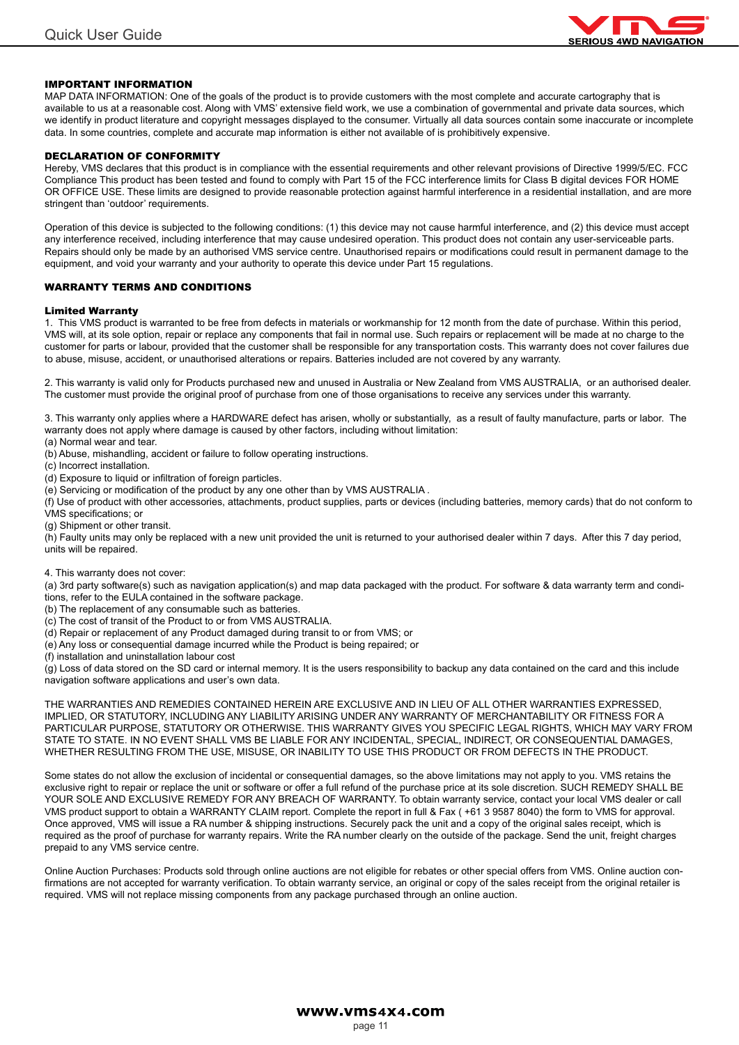## IMPORTANT INFORMATION

MAP DATA INFORMATION: One of the goals of the product is to provide customers with the most complete and accurate cartography that is available to us at a reasonable cost. Along with VMS' extensive field work, we use a combination of governmental and private data sources, which we identify in product literature and copyright messages displayed to the consumer. Virtually all data sources contain some inaccurate or incomplete data. In some countries, complete and accurate map information is either not available of is prohibitively expensive.

## DECLARATION OF CONFORMITY

Hereby, VMS declares that this product is in compliance with the essential requirements and other relevant provisions of Directive 1999/5/EC. FCC Compliance This product has been tested and found to comply with Part 15 of the FCC interference limits for Class B digital devices FOR HOME OR OFFICE USE. These limits are designed to provide reasonable protection against harmful interference in a residential installation, and are more stringent than 'outdoor' requirements.

Operation of this device is subjected to the following conditions: (1) this device may not cause harmful interference, and (2) this device must accept any interference received, including interference that may cause undesired operation. This product does not contain any user-serviceable parts. Repairs should only be made by an authorised VMS service centre. Unauthorised repairs or modifications could result in permanent damage to the equipment, and void your warranty and your authority to operate this device under Part 15 regulations.

## WARRANTY TERMS AND CONDITIONS

### Limited Warranty

1. This VMS product is warranted to be free from defects in materials or workmanship for 12 month from the date of purchase. Within this period, VMS will, at its sole option, repair or replace any components that fail in normal use. Such repairs or replacement will be made at no charge to the customer for parts or labour, provided that the customer shall be responsible for any transportation costs. This warranty does not cover failures due to abuse, misuse, accident, or unauthorised alterations or repairs. Batteries included are not covered by any warranty.

2. This warranty is valid only for Products purchased new and unused in Australia or New Zealand from VMS AUSTRALIA, or an authorised dealer. The customer must provide the original proof of purchase from one of those organisations to receive any services under this warranty.

3. This warranty only applies where a HARDWARE defect has arisen, wholly or substantially, as a result of faulty manufacture, parts or labor. The warranty does not apply where damage is caused by other factors, including without limitation:

(a) Normal wear and tear.
(b) Abuse, mishandling, accident or failure to follow operating instructions.
(c) Incorrect installation.
(d) Exposure to liquid or infiltration of foreign particles.
(e) Servicing or modification of the product by any one other than by VMS AUSTRALIA .
(f) Use of product with other accessories, attachments, product supplies, parts or devices (including batteries, memory cards) that do not conform to VMS specifications; or
(g) Shipment or other transit.
(h) Faulty units may only be replaced with a new unit provided the unit is returned to your authorised dealer within 7 days. After this 7 day period, units will be repaired.

4. This warranty does not cover:

(a) 3rd party software(s) such as navigation application(s) and map data packaged with the product. For software & data warranty term and conditions, refer to the EULA contained in the software package.
(b) The replacement of any consumable such as batteries.
(c) The cost of transit of the Product to or from VMS AUSTRALIA.
(d) Repair or replacement of any Product damaged during transit to or from VMS; or
(e) Any loss or consequential damage incurred while the Product is being repaired; or
(f) installation and uninstallation labour cost
(g) Loss of data stored on the SD card or internal memory. It is the users responsibility to backup any data contained on the card and this include navigation software applications and user's own data.

THE WARRANTIES AND REMEDIES CONTAINED HEREIN ARE EXCLUSIVE AND IN LIEU OF ALL OTHER WARRANTIES EXPRESSED, IMPLIED, OR STATUTORY, INCLUDING ANY LIABILITY ARISING UNDER ANY WARRANTY OF MERCHANTABILITY OR FITNESS FOR A PARTICULAR PURPOSE, STATUTORY OR OTHERWISE. THIS WARRANTY GIVES YOU SPECIFIC LEGAL RIGHTS, WHICH MAY VARY FROM STATE TO STATE. IN NO EVENT SHALL VMS BE LIABLE FOR ANY INCIDENTAL, SPECIAL, INDIRECT, OR CONSEQUENTIAL DAMAGES, WHETHER RESULTING FROM THE USE, MISUSE, OR INABILITY TO USE THIS PRODUCT OR FROM DEFECTS IN THE PRODUCT.

Some states do not allow the exclusion of incidental or consequential damages, so the above limitations may not apply to you. VMS retains the exclusive right to repair or replace the unit or software or offer a full refund of the purchase price at its sole discretion. SUCH REMEDY SHALL BE YOUR SOLE AND EXCLUSIVE REMEDY FOR ANY BREACH OF WARRANTY. To obtain warranty service, contact your local VMS dealer or call VMS product support to obtain a WARRANTY CLAIM report. Complete the report in full & Fax ( +61 3 9587 8040) the form to VMS for approval. Once approved, VMS will issue a RA number & shipping instructions. Securely pack the unit and a copy of the original sales receipt, which is required as the proof of purchase for warranty repairs. Write the RA number clearly on the outside of the package. Send the unit, freight charges prepaid to any VMS service centre.

Online Auction Purchases: Products sold through online auctions are not eligible for rebates or other special offers from VMS. Online auction confirmations are not accepted for warranty verification. To obtain warranty service, an original or copy of the sales receipt from the original retailer is required. VMS will not replace missing components from any package purchased through an online auction.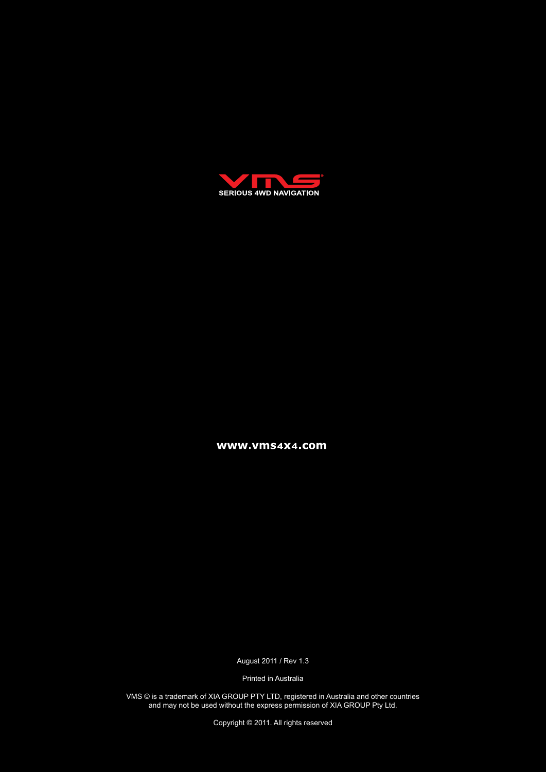SERIOUS 4WD NAVIGATION

**www.vms4x4.com**

August 2011 / Rev 1.3

Printed in Australia

VMS © is a trademark of XIA GROUP PTY LTD, registered in Australia and other countries and may not be used without the express permission of XIA GROUP Pty Ltd.

Copyright © 2011. All rights reserved